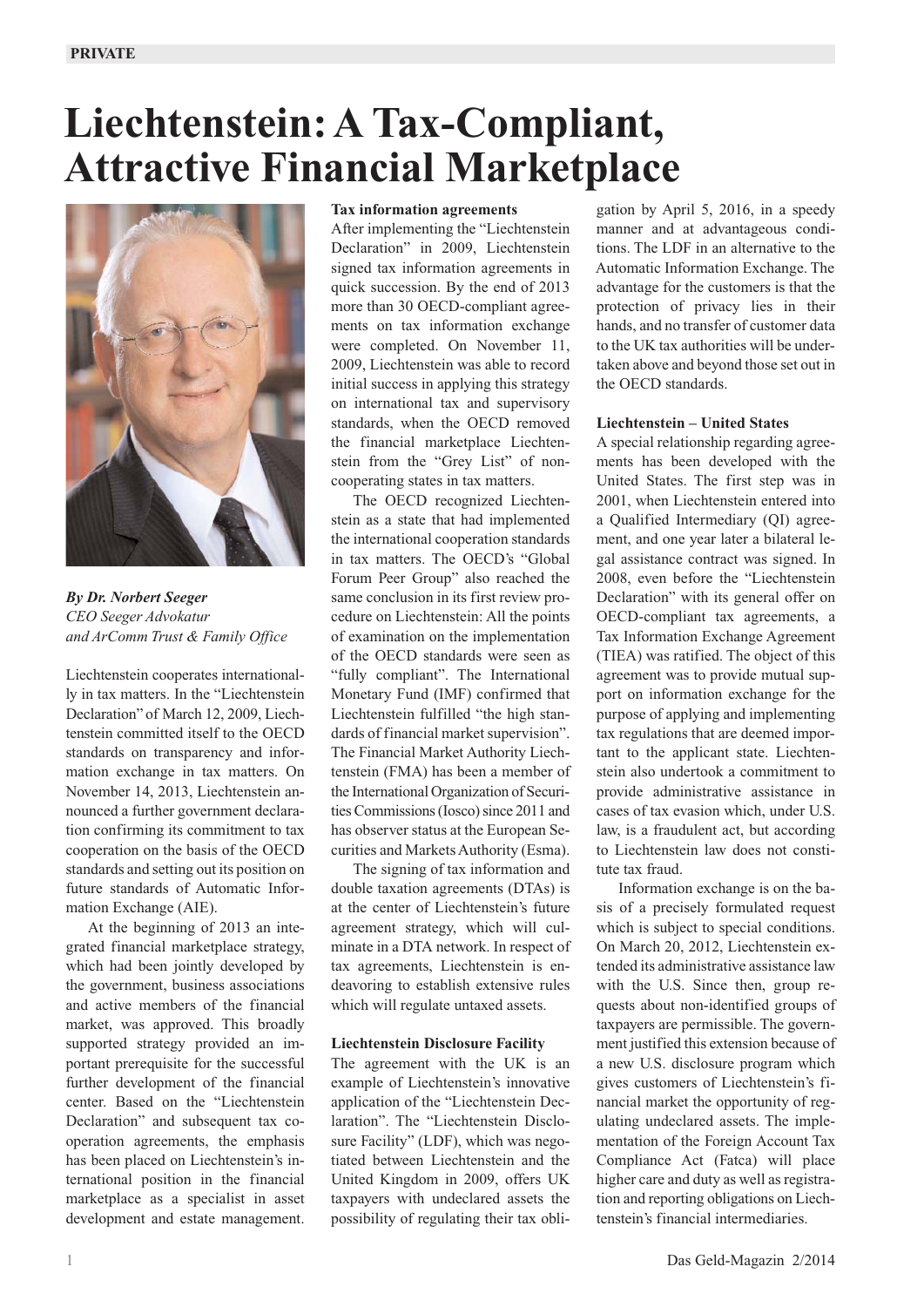# Liechtenstein: A Tax-Compliant, Attractive Financial Marketplace

***By Dr. Norbert Seeger***
*CEO Seeger Advokatur and ArComm Trust & Family Office*

Liechtenstein cooperates internationally in tax matters. In the "Liechtenstein Declaration" of March 12, 2009, Liechtenstein committed itself to the OECD standards on transparency and information exchange in tax matters. On November 14, 2013, Liechtenstein announced a further government declaration confirming its commitment to tax cooperation on the basis of the OECD standards and setting out its position on future standards of Automatic Information Exchange (AIE).

At the beginning of 2013 an integrated financial marketplace strategy, which had been jointly developed by the government, business associations and active members of the financial market, was approved. This broadly supported strategy provided an important prerequisite for the successful further development of the financial center. Based on the "Liechtenstein Declaration" and subsequent tax cooperation agreements, the emphasis has been placed on Liechtenstein's international position in the financial marketplace as a specialist in asset development and estate management.

**Tax information agreements**

After implementing the "Liechtenstein Declaration" in 2009, Liechtenstein signed tax information agreements in quick succession. By the end of 2013 more than 30 OECD-compliant agreements on tax information exchange were completed. On November 11, 2009, Liechtenstein was able to record initial success in applying this strategy on international tax and supervisory standards, when the OECD removed the financial marketplace Liechtenstein from the "Grey List" of non-cooperating states in tax matters.

The OECD recognized Liechtenstein as a state that had implemented the international cooperation standards in tax matters. The OECD's "Global Forum Peer Group" also reached the same conclusion in its first review procedure on Liechtenstein: All the points of examination on the implementation of the OECD standards were seen as "fully compliant". The International Monetary Fund (IMF) confirmed that Liechtenstein fulfilled "the high standards of financial market supervision". The Financial Market Authority Liechtenstein (FMA) has been a member of the International Organization of Securities Commissions (Iosco) since 2011 and has observer status at the European Securities and Markets Authority (Esma).

The signing of tax information and double taxation agreements (DTAs) is at the center of Liechtenstein's future agreement strategy, which will culminate in a DTA network. In respect of tax agreements, Liechtenstein is endeavoring to establish extensive rules which will regulate untaxed assets.

**Liechtenstein Disclosure Facility**

The agreement with the UK is an example of Liechtenstein's innovative application of the "Liechtenstein Declaration". The "Liechtenstein Disclosure Facility" (LDF), which was negotiated between Liechtenstein and the United Kingdom in 2009, offers UK taxpayers with undeclared assets the possibility of regulating their tax obligation by April 5, 2016, in a speedy manner and at advantageous conditions. The LDF in an alternative to the Automatic Information Exchange. The advantage for the customers is that the protection of privacy lies in their hands, and no transfer of customer data to the UK tax authorities will be undertaken above and beyond those set out in the OECD standards.

**Liechtenstein – United States**

A special relationship regarding agreements has been developed with the United States. The first step was in 2001, when Liechtenstein entered into a Qualified Intermediary (QI) agreement, and one year later a bilateral legal assistance contract was signed. In 2008, even before the "Liechtenstein Declaration" with its general offer on OECD-compliant tax agreements, a Tax Information Exchange Agreement (TIEA) was ratified. The object of this agreement was to provide mutual support on information exchange for the purpose of applying and implementing tax regulations that are deemed important to the applicant state. Liechtenstein also undertook a commitment to provide administrative assistance in cases of tax evasion which, under U.S. law, is a fraudulent act, but according to Liechtenstein law does not constitute tax fraud.

Information exchange is on the basis of a precisely formulated request which is subject to special conditions. On March 20, 2012, Liechtenstein extended its administrative assistance law with the U.S. Since then, group requests about non-identified groups of taxpayers are permissible. The government justified this extension because of a new U.S. disclosure program which gives customers of Liechtenstein's financial market the opportunity of regulating undeclared assets. The implementation of the Foreign Account Tax Compliance Act (Fatca) will place higher care and duty as well as registration and reporting obligations on Liechtenstein's financial intermediaries.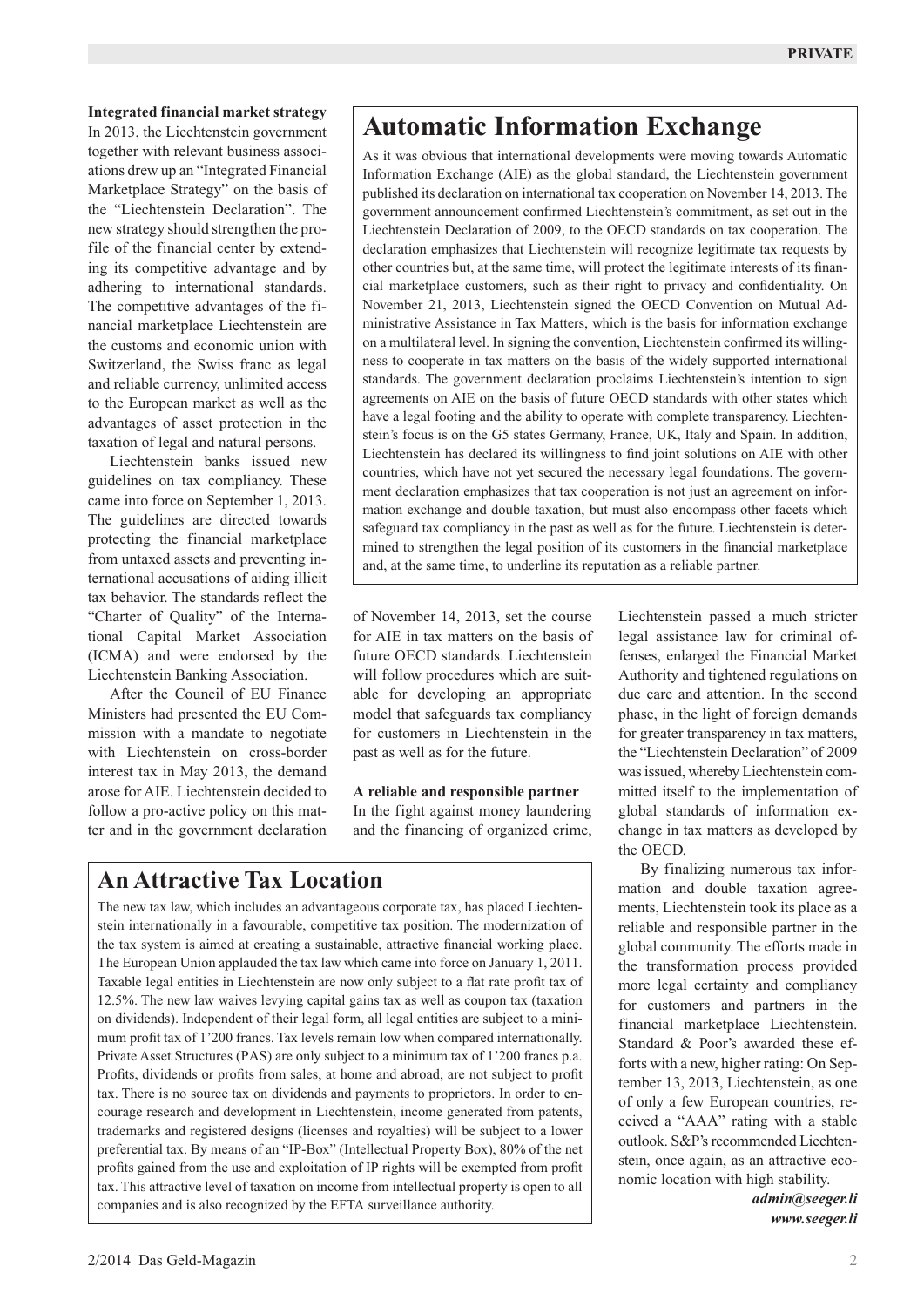**Integrated financial market strategy**

In 2013, the Liechtenstein government together with relevant business associations drew up an "Integrated Financial Marketplace Strategy" on the basis of the "Liechtenstein Declaration". The new strategy should strengthen the profile of the financial center by extending its competitive advantage and by adhering to international standards. The competitive advantages of the financial marketplace Liechtenstein are the customs and economic union with Switzerland, the Swiss franc as legal and reliable currency, unlimited access to the European market as well as the advantages of asset protection in the taxation of legal and natural persons.

Liechtenstein banks issued new guidelines on tax compliancy. These came into force on September 1, 2013. The guidelines are directed towards protecting the financial marketplace from untaxed assets and preventing international accusations of aiding illicit tax behavior. The standards reflect the "Charter of Quality" of the International Capital Market Association (ICMA) and were endorsed by the Liechtenstein Banking Association.

After the Council of EU Finance Ministers had presented the EU Commission with a mandate to negotiate with Liechtenstein on cross-border interest tax in May 2013, the demand arose for AIE. Liechtenstein decided to follow a pro-active policy on this matter and in the government declaration of November 14, 2013, set the course for AIE in tax matters on the basis of future OECD standards. Liechtenstein will follow procedures which are suitable for developing an appropriate model that safeguards tax compliancy for customers in Liechtenstein in the past as well as for the future.

## Automatic Information Exchange

As it was obvious that international developments were moving towards Automatic Information Exchange (AIE) as the global standard, the Liechtenstein government published its declaration on international tax cooperation on November 14, 2013. The government announcement confirmed Liechtenstein's commitment, as set out in the Liechtenstein Declaration of 2009, to the OECD standards on tax cooperation. The declaration emphasizes that Liechtenstein will recognize legitimate tax requests by other countries but, at the same time, will protect the legitimate interests of its financial marketplace customers, such as their right to privacy and confidentiality. On November 21, 2013, Liechtenstein signed the OECD Convention on Mutual Administrative Assistance in Tax Matters, which is the basis for information exchange on a multilateral level. In signing the convention, Liechtenstein confirmed its willingness to cooperate in tax matters on the basis of the widely supported international standards. The government declaration proclaims Liechtenstein's intention to sign agreements on AIE on the basis of future OECD standards with other states which have a legal footing and the ability to operate with complete transparency. Liechtenstein's focus is on the G5 states Germany, France, UK, Italy and Spain. In addition, Liechtenstein has declared its willingness to find joint solutions on AIE with other countries, which have not yet secured the necessary legal foundations. The government declaration emphasizes that tax cooperation is not just an agreement on information exchange and double taxation, but must also encompass other facets which safeguard tax compliancy in the past as well as for the future. Liechtenstein is determined to strengthen the legal position of its customers in the financial marketplace and, at the same time, to underline its reputation as a reliable partner.

**A reliable and responsible partner**

In the fight against money laundering and the financing of organized crime, Liechtenstein passed a much stricter legal assistance law for criminal offenses, enlarged the Financial Market Authority and tightened regulations on due care and attention. In the second phase, in the light of foreign demands for greater transparency in tax matters, the "Liechtenstein Declaration" of 2009 was issued, whereby Liechtenstein committed itself to the implementation of global standards of information exchange in tax matters as developed by the OECD.

By finalizing numerous tax information and double taxation agreements, Liechtenstein took its place as a reliable and responsible partner in the global community. The efforts made in the transformation process provided more legal certainty and compliancy for customers and partners in the financial marketplace Liechtenstein. Standard & Poor's awarded these efforts with a new, higher rating: On September 13, 2013, Liechtenstein, as one of only a few European countries, received a "AAA" rating with a stable outlook. S&P's recommended Liechtenstein, once again, as an attractive economic location with high stability.

***admin@seeger.li***
***www.seeger.li***

## An Attractive Tax Location

The new tax law, which includes an advantageous corporate tax, has placed Liechtenstein internationally in a favourable, competitive tax position. The modernization of the tax system is aimed at creating a sustainable, attractive financial working place. The European Union applauded the tax law which came into force on January 1, 2011. Taxable legal entities in Liechtenstein are now only subject to a flat rate profit tax of 12.5%. The new law waives levying capital gains tax as well as coupon tax (taxation on dividends). Independent of their legal form, all legal entities are subject to a minimum profit tax of 1'200 francs. Tax levels remain low when compared internationally. Private Asset Structures (PAS) are only subject to a minimum tax of 1'200 francs p.a. Profits, dividends or profits from sales, at home and abroad, are not subject to profit tax. There is no source tax on dividends and payments to proprietors. In order to encourage research and development in Liechtenstein, income generated from patents, trademarks and registered designs (licenses and royalties) will be subject to a lower preferential tax. By means of an "IP-Box" (Intellectual Property Box), 80% of the net profits gained from the use and exploitation of IP rights will be exempted from profit tax. This attractive level of taxation on income from intellectual property is open to all companies and is also recognized by the EFTA surveillance authority.